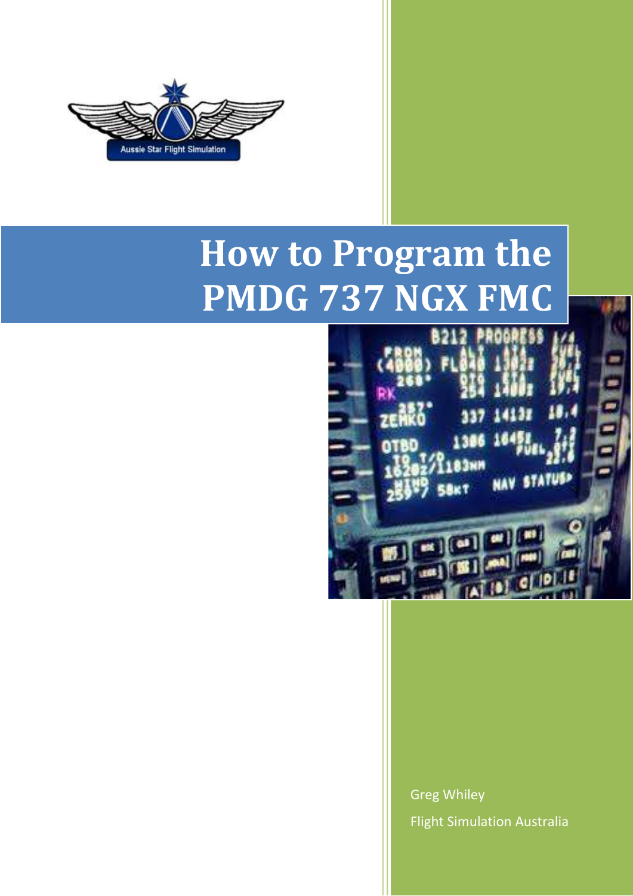# How to Program the PMDG 737 NGX FMC

Greg Whiley

Flight Simulation Australia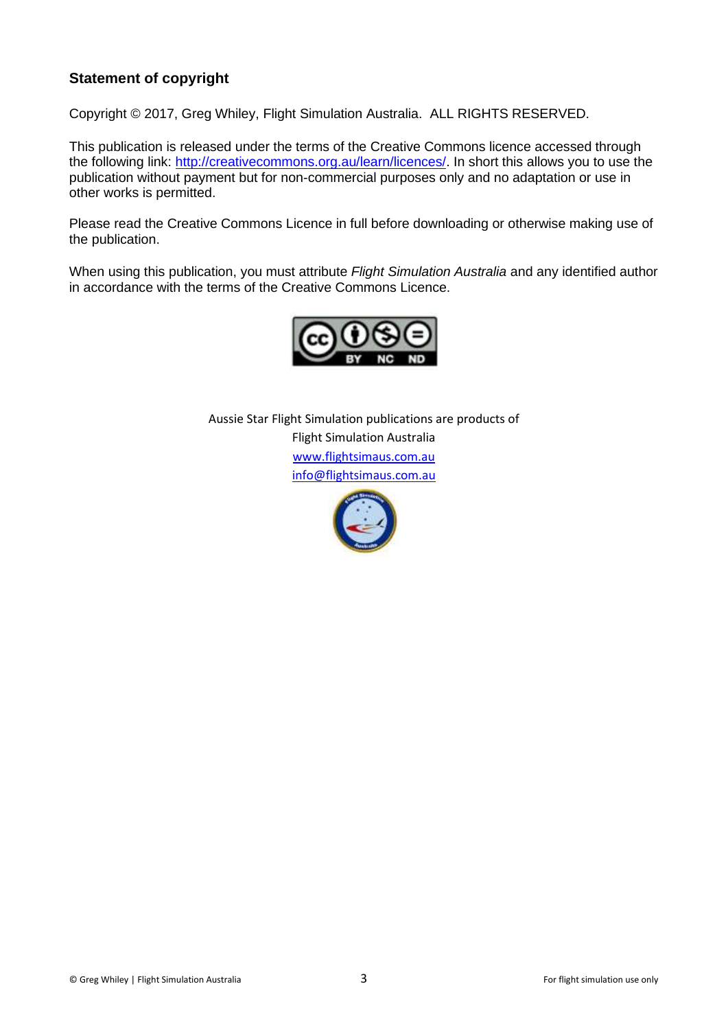## Statement of copyright

Copyright © 2017, Greg Whiley, Flight Simulation Australia.  ALL RIGHTS RESERVED.

This publication is released under the terms of the Creative Commons licence accessed through the following link: http://creativecommons.org.au/learn/licences/. In short this allows you to use the publication without payment but for non-commercial purposes only and no adaptation or use in other works is permitted.

Please read the Creative Commons Licence in full before downloading or otherwise making use of the publication.

When using this publication, you must attribute *Flight Simulation Australia* and any identified author in accordance with the terms of the Creative Commons Licence.

Aussie Star Flight Simulation publications are products of
Flight Simulation Australia
www.flightsimaus.com.au
info@flightsimaus.com.au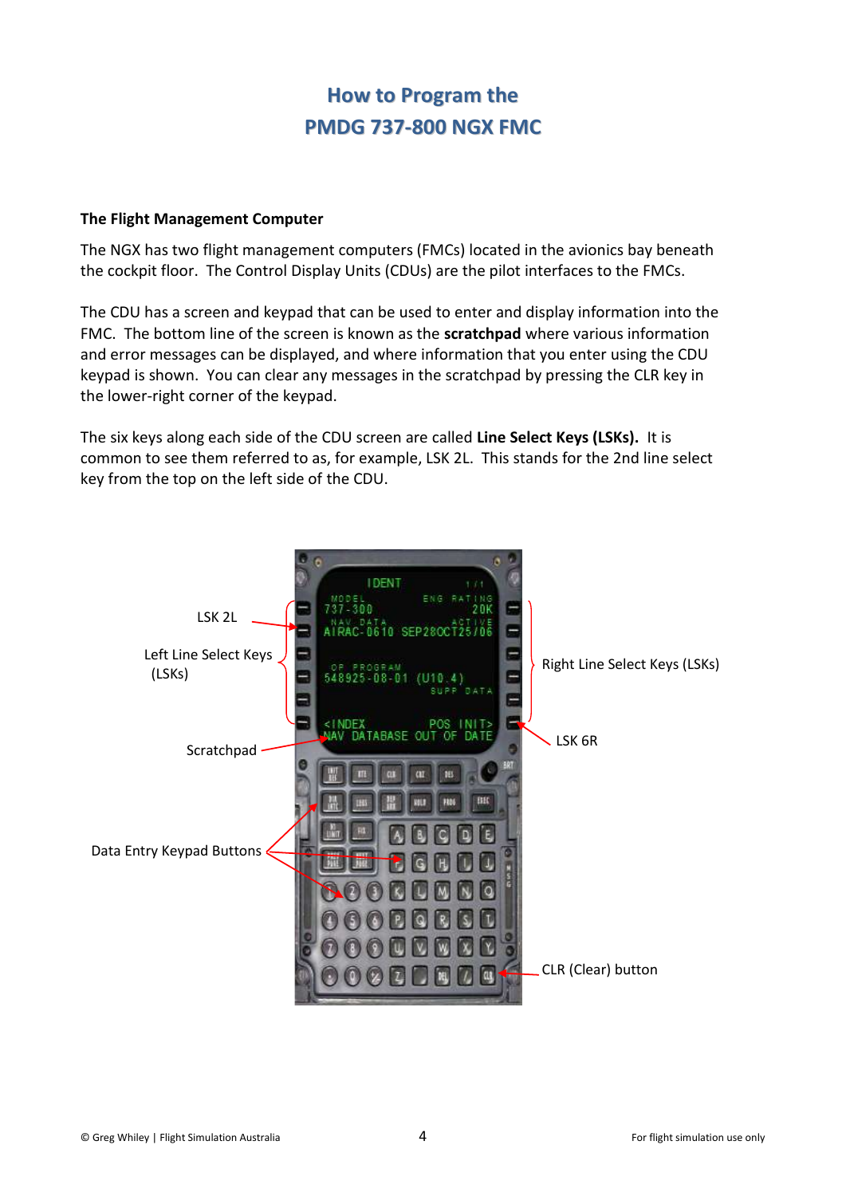# How to Program the PMDG 737-800 NGX FMC

### The Flight Management Computer

The NGX has two flight management computers (FMCs) located in the avionics bay beneath the cockpit floor. The Control Display Units (CDUs) are the pilot interfaces to the FMCs.

The CDU has a screen and keypad that can be used to enter and display information into the FMC. The bottom line of the screen is known as the **scratchpad** where various information and error messages can be displayed, and where information that you enter using the CDU keypad is shown. You can clear any messages in the scratchpad by pressing the CLR key in the lower-right corner of the keypad.

The six keys along each side of the CDU screen are called **Line Select Keys (LSKs).** It is common to see them referred to as, for example, LSK 2L. This stands for the 2nd line select key from the top on the left side of the CDU.

LSK 2L

Left Line Select Keys (LSKs)

Scratchpad

Data Entry Keypad Buttons

Right Line Select Keys (LSKs)

LSK 6R

CLR (Clear) button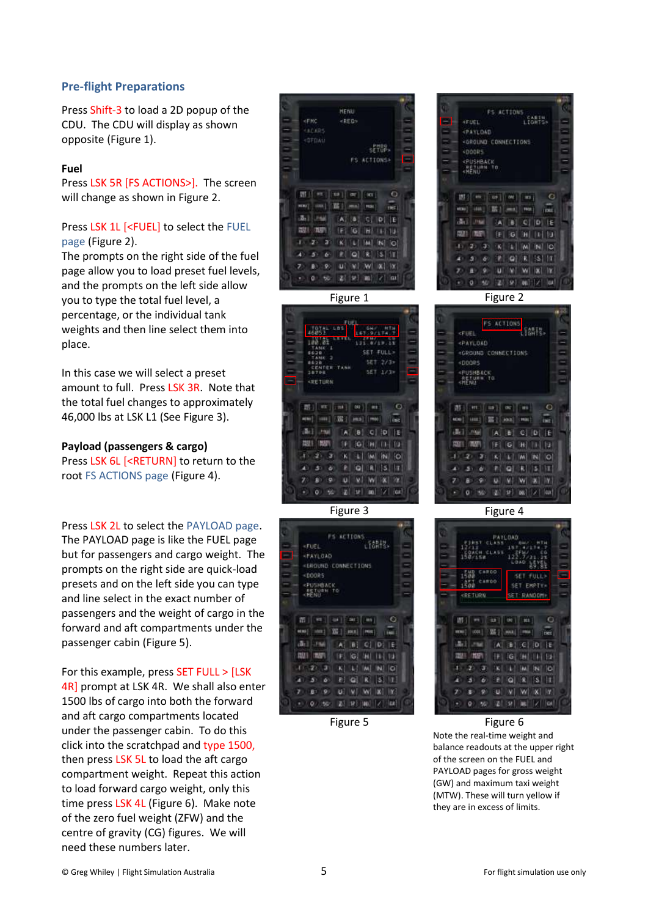## Pre-flight Preparations

Press Shift-3 to load a 2D popup of the CDU. The CDU will display as shown opposite (Figure 1).

### Fuel

Press LSK 5R [FS ACTIONS>]. The screen will change as shown in Figure 2.

Press LSK 1L [<FUEL] to select the FUEL page (Figure 2).

The prompts on the right side of the fuel page allow you to load preset fuel levels, and the prompts on the left side allow you to type the total fuel level, a percentage, or the individual tank weights and then line select them into place.

In this case we will select a preset amount to full. Press LSK 3R. Note that the total fuel changes to approximately 46,000 lbs at LSK L1 (See Figure 3).

### Payload (passengers & cargo)

Press LSK 6L [<RETURN] to return to the root FS ACTIONS page (Figure 4).

Press LSK 2L to select the PAYLOAD page. The PAYLOAD page is like the FUEL page but for passengers and cargo weight. The prompts on the right side are quick-load presets and on the left side you can type and line select in the exact number of passengers and the weight of cargo in the forward and aft compartments under the passenger cabin (Figure 5).

For this example, press SET FULL > [LSK 4R] prompt at LSK 4R. We shall also enter 1500 lbs of cargo into both the forward and aft cargo compartments located under the passenger cabin. To do this click into the scratchpad and type 1500, then press LSK 5L to load the aft cargo compartment weight. Repeat this action to load forward cargo weight, only this time press LSK 4L (Figure 6). Make note of the zero fuel weight (ZFW) and the centre of gravity (CG) figures. We will need these numbers later.

Figure 1

Figure 2

Figure 3

Figure 4

Figure 5

Figure 6

Note the real-time weight and balance readouts at the upper right of the screen on the FUEL and PAYLOAD pages for gross weight (GW) and maximum taxi weight (MTW). These will turn yellow if they are in excess of limits.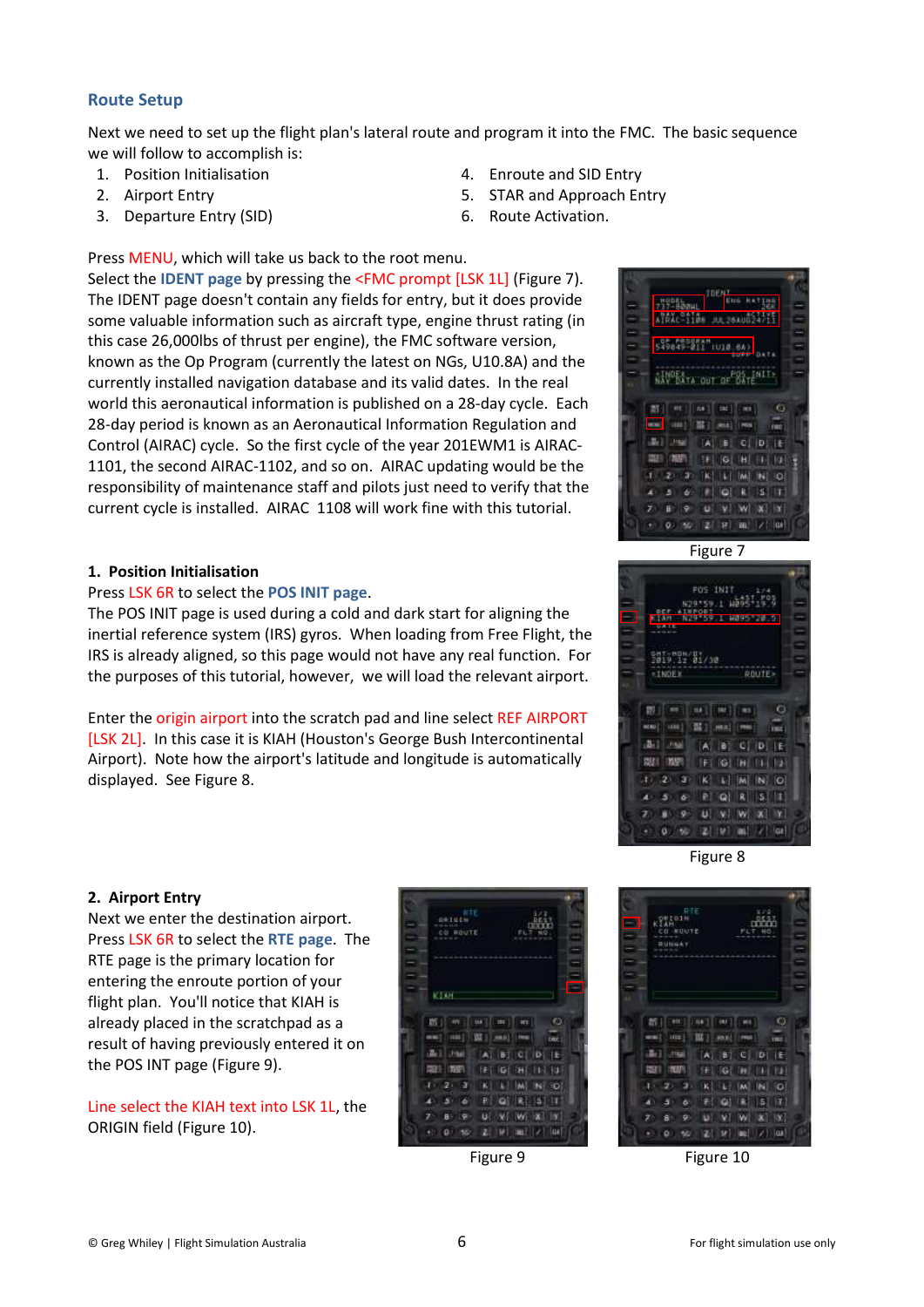## Route Setup

Next we need to set up the flight plan's lateral route and program it into the FMC. The basic sequence we will follow to accomplish is:

1. Position Initialisation
2. Airport Entry
3. Departure Entry (SID)
4. Enroute and SID Entry
5. STAR and Approach Entry
6. Route Activation.

Press MENU, which will take us back to the root menu.

Select the **IDENT page** by pressing the <FMC prompt [LSK 1L] (Figure 7). The IDENT page doesn't contain any fields for entry, but it does provide some valuable information such as aircraft type, engine thrust rating (in this case 26,000lbs of thrust per engine), the FMC software version, known as the Op Program (currently the latest on NGs, U10.8A) and the currently installed navigation database and its valid dates. In the real world this aeronautical information is published on a 28-day cycle. Each 28-day period is known as an Aeronautical Information Regulation and Control (AIRAC) cycle. So the first cycle of the year 201EWM1 is AIRAC-1101, the second AIRAC-1102, and so on. AIRAC updating would be the responsibility of maintenance staff and pilots just need to verify that the current cycle is installed. AIRAC 1108 will work fine with this tutorial.

Figure 7

### 1. Position Initialisation

Press LSK 6R to select the **POS INIT page**.

The POS INIT page is used during a cold and dark start for aligning the inertial reference system (IRS) gyros. When loading from Free Flight, the IRS is already aligned, so this page would not have any real function. For the purposes of this tutorial, however, we will load the relevant airport.

Enter the origin airport into the scratch pad and line select REF AIRPORT [LSK 2L]. In this case it is KIAH (Houston's George Bush Intercontinental Airport). Note how the airport's latitude and longitude is automatically displayed. See Figure 8.

Figure 8

### 2. Airport Entry

Next we enter the destination airport. Press LSK 6R to select the **RTE page**. The RTE page is the primary location for entering the enroute portion of your flight plan. You'll notice that KIAH is already placed in the scratchpad as a result of having previously entered it on the POS INT page (Figure 9).

Line select the KIAH text into LSK 1L, the ORIGIN field (Figure 10).

Figure 9

Figure 10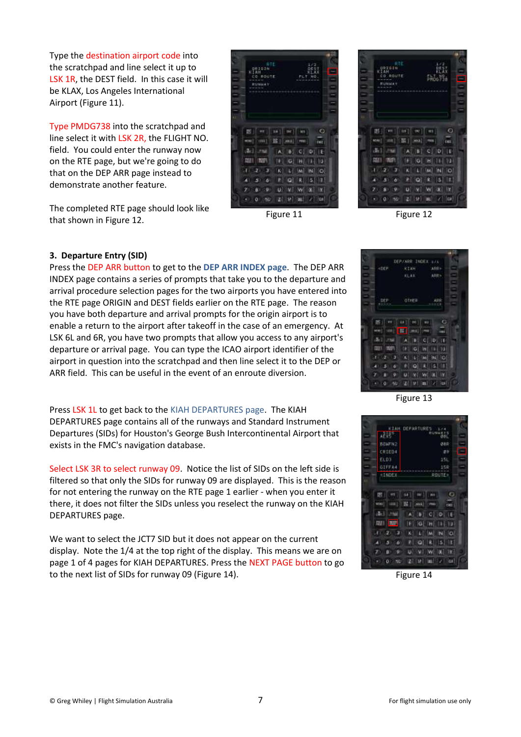Type the destination airport code into the scratchpad and line select it up to LSK 1R, the DEST field. In this case it will be KLAX, Los Angeles International Airport (Figure 11).

Type PMDG738 into the scratchpad and line select it with LSK 2R, the FLIGHT NO. field. You could enter the runway now on the RTE page, but we're going to do that on the DEP ARR page instead to demonstrate another feature.

The completed RTE page should look like that shown in Figure 12.

Figure 11

Figure 12

**3. Departure Entry (SID)**

Press the DEP ARR button to get to the **DEP ARR INDEX page**. The DEP ARR INDEX page contains a series of prompts that take you to the departure and arrival procedure selection pages for the two airports you have entered into the RTE page ORIGIN and DEST fields earlier on the RTE page. The reason you have both departure and arrival prompts for the origin airport is to enable a return to the airport after takeoff in the case of an emergency. At LSK 6L and 6R, you have two prompts that allow you access to any airport's departure or arrival page. You can type the ICAO airport identifier of the airport in question into the scratchpad and then line select it to the DEP or ARR field. This can be useful in the event of an enroute diversion.

Figure 13

Press LSK 1L to get back to the KIAH DEPARTURES page. The KIAH DEPARTURES page contains all of the runways and Standard Instrument Departures (SIDs) for Houston's George Bush Intercontinental Airport that exists in the FMC's navigation database.

Select LSK 3R to select runway 09. Notice the list of SIDs on the left side is filtered so that only the SIDs for runway 09 are displayed. This is the reason for not entering the runway on the RTE page 1 earlier - when you enter it there, it does not filter the SIDs unless you reselect the runway on the KIAH DEPARTURES page.

We want to select the JCT7 SID but it does not appear on the current display. Note the 1/4 at the top right of the display. This means we are on page 1 of 4 pages for KIAH DEPARTURES. Press the NEXT PAGE button to go to the next list of SIDs for runway 09 (Figure 14).

Figure 14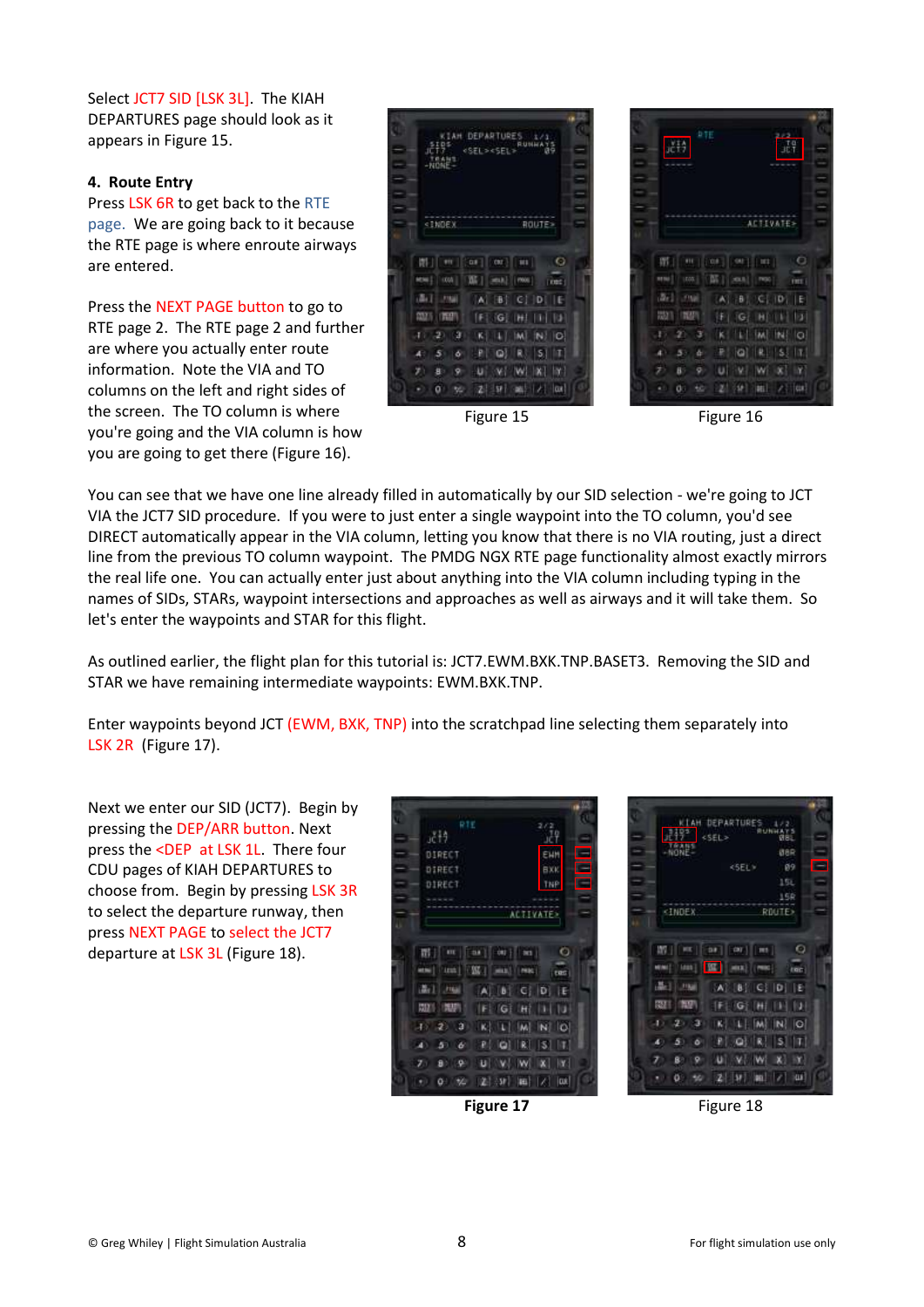Select JCT7 SID [LSK 3L]. The KIAH DEPARTURES page should look as it appears in Figure 15.

**4. Route Entry**

Press LSK 6R to get back to the RTE page. We are going back to it because the RTE page is where enroute airways are entered.

Press the NEXT PAGE button to go to RTE page 2. The RTE page 2 and further are where you actually enter route information. Note the VIA and TO columns on the left and right sides of the screen. The TO column is where you're going and the VIA column is how you are going to get there (Figure 16).

Figure 15

Figure 16

You can see that we have one line already filled in automatically by our SID selection - we're going to JCT VIA the JCT7 SID procedure. If you were to just enter a single waypoint into the TO column, you'd see DIRECT automatically appear in the VIA column, letting you know that there is no VIA routing, just a direct line from the previous TO column waypoint. The PMDG NGX RTE page functionality almost exactly mirrors the real life one. You can actually enter just about anything into the VIA column including typing in the names of SIDs, STARs, waypoint intersections and approaches as well as airways and it will take them. So let's enter the waypoints and STAR for this flight.

As outlined earlier, the flight plan for this tutorial is: JCT7.EWM.BXK.TNP.BASET3. Removing the SID and STAR we have remaining intermediate waypoints: EWM.BXK.TNP.

Enter waypoints beyond JCT (EWM, BXK, TNP) into the scratchpad line selecting them separately into LSK 2R (Figure 17).

Next we enter our SID (JCT7). Begin by pressing the DEP/ARR button. Next press the <DEP at LSK 1L. There four CDU pages of KIAH DEPARTURES to choose from. Begin by pressing LSK 3R to select the departure runway, then press NEXT PAGE to select the JCT7 departure at LSK 3L (Figure 18).

**Figure 17**

Figure 18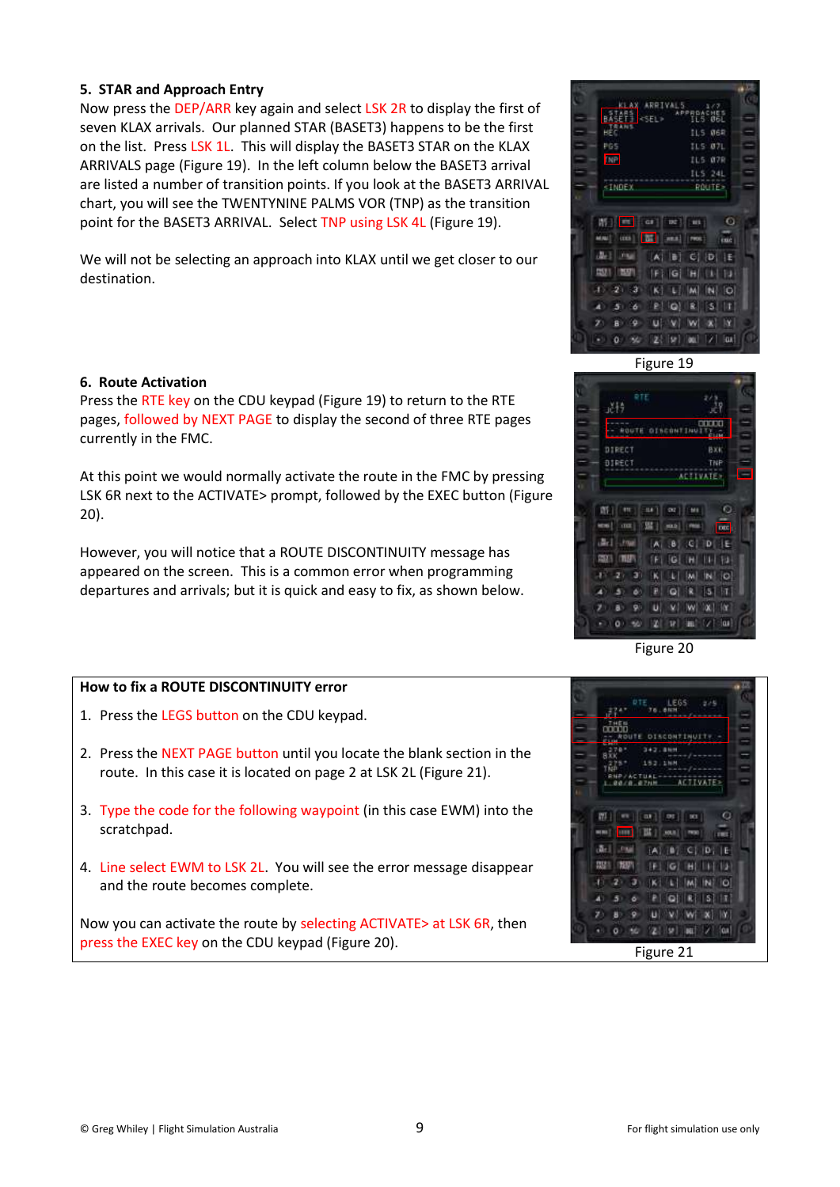## 5. STAR and Approach Entry

Now press the DEP/ARR key again and select LSK 2R to display the first of seven KLAX arrivals. Our planned STAR (BASET3) happens to be the first on the list. Press LSK 1L. This will display the BASET3 STAR on the KLAX ARRIVALS page (Figure 19). In the left column below the BASET3 arrival are listed a number of transition points. If you look at the BASET3 ARRIVAL chart, you will see the TWENTYNINE PALMS VOR (TNP) as the transition point for the BASET3 ARRIVAL. Select TNP using LSK 4L (Figure 19).

We will not be selecting an approach into KLAX until we get closer to our destination.

Figure 19

## 6. Route Activation

Press the RTE key on the CDU keypad (Figure 19) to return to the RTE pages, followed by NEXT PAGE to display the second of three RTE pages currently in the FMC.

At this point we would normally activate the route in the FMC by pressing LSK 6R next to the ACTIVATE> prompt, followed by the EXEC button (Figure 20).

However, you will notice that a ROUTE DISCONTINUITY message has appeared on the screen. This is a common error when programming departures and arrivals; but it is quick and easy to fix, as shown below.

Figure 20

**How to fix a ROUTE DISCONTINUITY error**

1. Press the LEGS button on the CDU keypad.
2. Press the NEXT PAGE button until you locate the blank section in the route. In this case it is located on page 2 at LSK 2L (Figure 21).
3. Type the code for the following waypoint (in this case EWM) into the scratchpad.
4. Line select EWM to LSK 2L. You will see the error message disappear and the route becomes complete.

Now you can activate the route by selecting ACTIVATE> at LSK 6R, then press the EXEC key on the CDU keypad (Figure 20).

Figure 21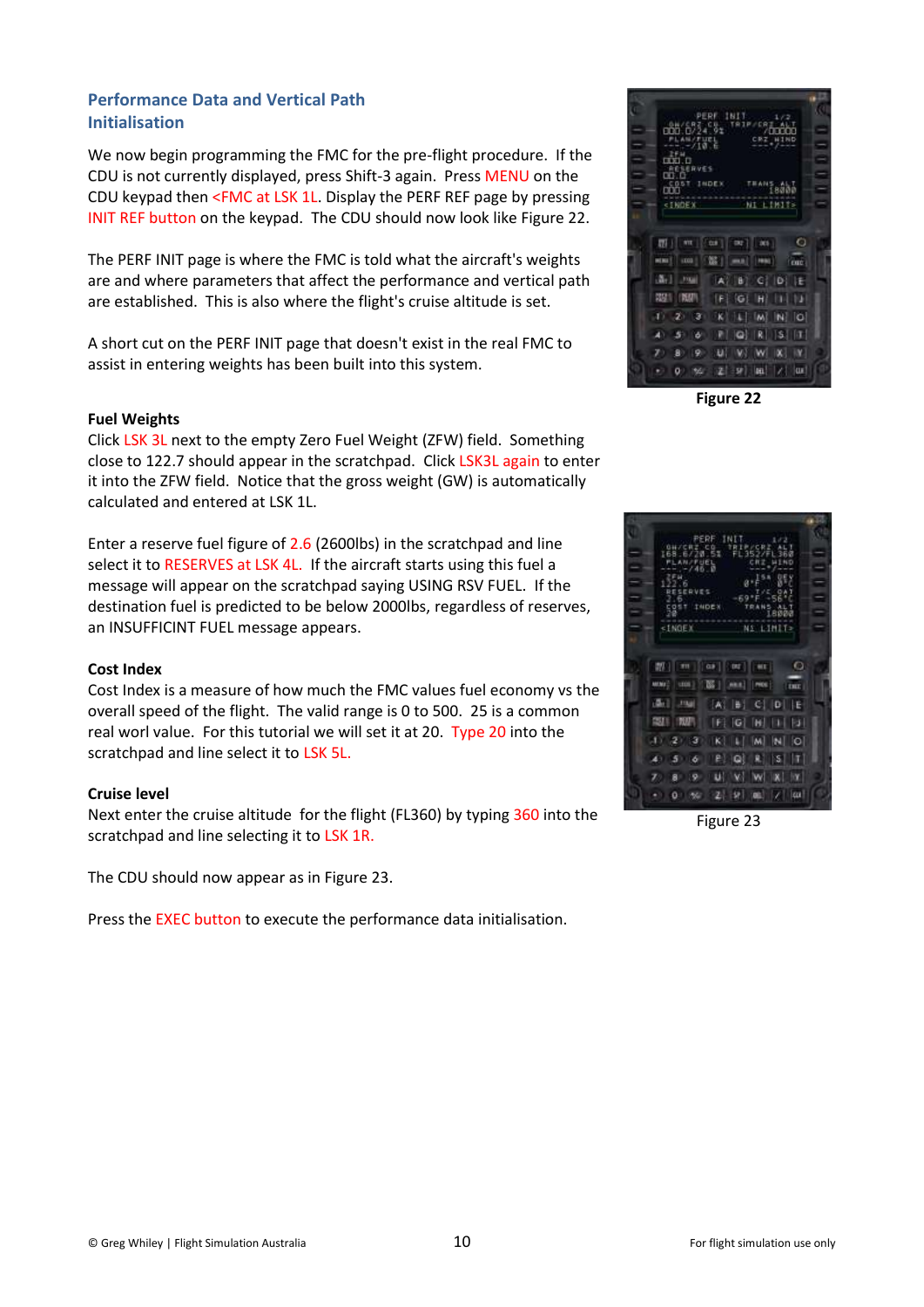## Performance Data and Vertical Path Initialisation

We now begin programming the FMC for the pre-flight procedure. If the CDU is not currently displayed, press Shift-3 again. Press MENU on the CDU keypad then <FMC at LSK 1L. Display the PERF REF page by pressing INIT REF button on the keypad. The CDU should now look like Figure 22.

The PERF INIT page is where the FMC is told what the aircraft's weights are and where parameters that affect the performance and vertical path are established. This is also where the flight's cruise altitude is set.

A short cut on the PERF INIT page that doesn't exist in the real FMC to assist in entering weights has been built into this system.

Figure 22

### Fuel Weights

Click LSK 3L next to the empty Zero Fuel Weight (ZFW) field. Something close to 122.7 should appear in the scratchpad. Click LSK3L again to enter it into the ZFW field. Notice that the gross weight (GW) is automatically calculated and entered at LSK 1L.

Enter a reserve fuel figure of 2.6 (2600lbs) in the scratchpad and line select it to RESERVES at LSK 4L. If the aircraft starts using this fuel a message will appear on the scratchpad saying USING RSV FUEL. If the destination fuel is predicted to be below 2000lbs, regardless of reserves, an INSUFFICINT FUEL message appears.

Figure 23

### Cost Index

Cost Index is a measure of how much the FMC values fuel economy vs the overall speed of the flight. The valid range is 0 to 500. 25 is a common real worl value. For this tutorial we will set it at 20. Type 20 into the scratchpad and line select it to LSK 5L.

### Cruise level

Next enter the cruise altitude for the flight (FL360) by typing 360 into the scratchpad and line selecting it to LSK 1R.

The CDU should now appear as in Figure 23.

Press the EXEC button to execute the performance data initialisation.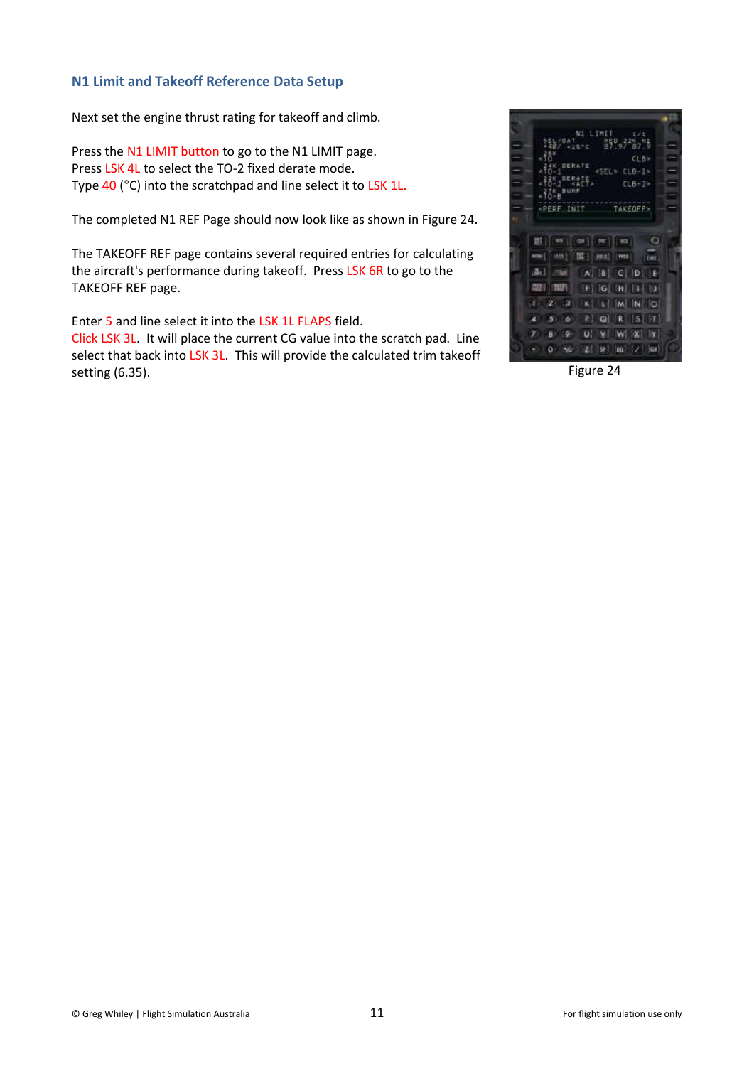## N1 Limit and Takeoff Reference Data Setup

Next set the engine thrust rating for takeoff and climb.

Press the N1 LIMIT button to go to the N1 LIMIT page.
Press LSK 4L to select the TO-2 fixed derate mode.
Type 40 (°C) into the scratchpad and line select it to LSK 1L.

The completed N1 REF Page should now look like as shown in Figure 24.

The TAKEOFF REF page contains several required entries for calculating the aircraft's performance during takeoff. Press LSK 6R to go to the TAKEOFF REF page.

Enter 5 and line select it into the LSK 1L FLAPS field.
Click LSK 3L. It will place the current CG value into the scratch pad. Line select that back into LSK 3L. This will provide the calculated trim takeoff setting (6.35).

Figure 24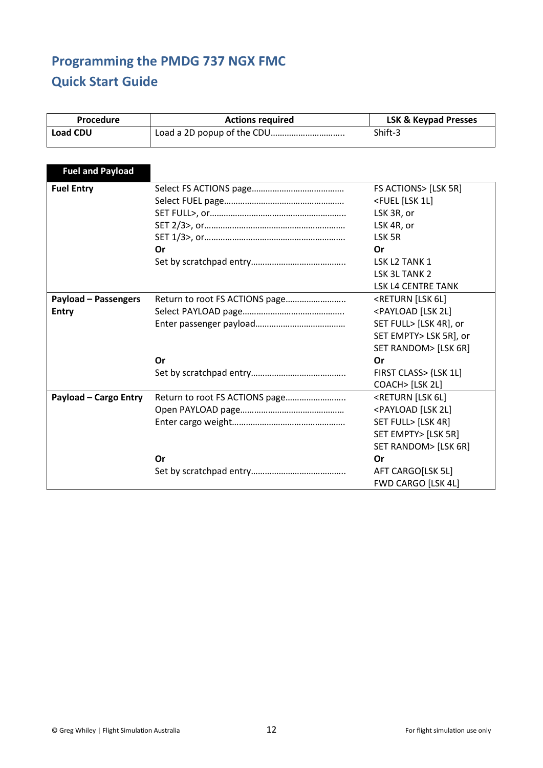# Programming the PMDG 737 NGX FMC

## Quick Start Guide

| Procedure | Actions required | LSK & Keypad Presses |
|---|---|---|
| **Load CDU** | Load a 2D popup of the CDU………………………….. | Shift-3 |

| **Fuel and Payload** | | |
|---|---|---|
| **Fuel Entry** | Select FS ACTIONS page………………………………….<br>Select FUEL page…………………………………………….<br>SET FULL>, or………………………………………………….<br>SET 2/3>, or…………………………………………………...<br>SET 1/3>, or…………………………………………………...<br>**Or**<br>Set by scratchpad entry………………………………….. | FS ACTIONS> [LSK 5R]<br><FUEL [LSK 1L]<br>LSK 3R, or<br>LSK 4R, or<br>LSK 5R<br>**Or**<br>LSK L2 TANK 1<br>LSK 3L TANK 2<br>LSK L4 CENTRE TANK |
| **Payload – Passengers Entry** | Return to root FS ACTIONS page……………………..<br>Select PAYLOAD page……………………………………..<br>Enter passenger payload………………………………..<br><br><br>**Or**<br>Set by scratchpad entry………………………………….. | <RETURN [LSK 6L]<br><PAYLOAD [LSK 2L]<br>SET FULL> [LSK 4R], or<br>SET EMPTY> LSK 5R], or<br>SET RANDOM> [LSK 6R]<br>**Or**<br>FIRST CLASS> {LSK 1L]<br>COACH> [LSK 2L] |
| **Payload – Cargo Entry** | Return to root FS ACTIONS page……………………..<br>Open PAYLOAD page……………………………………..<br>Enter cargo weight…………………………………………..<br><br><br>**Or**<br>Set by scratchpad entry………………………………….. | <RETURN [LSK 6L]<br><PAYLOAD [LSK 2L]<br>SET FULL> [LSK 4R]<br>SET EMPTY> [LSK 5R]<br>SET RANDOM> [LSK 6R]<br>**Or**<br>AFT CARGO[LSK 5L]<br>FWD CARGO [LSK 4L] |

© Greg Whiley | Flight Simulation Australia

For flight simulation use only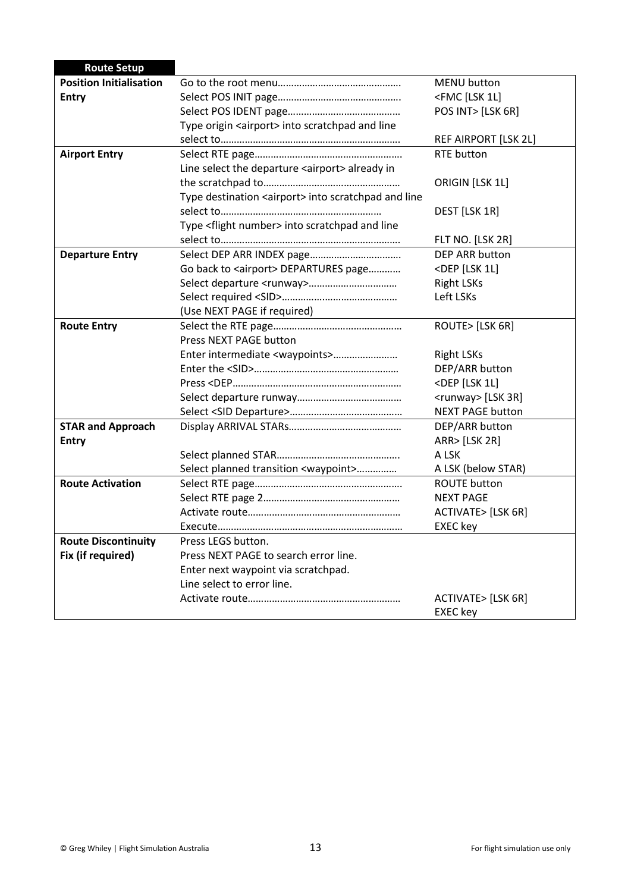| Route Setup | | |
|---|---|---|
| **Position Initialisation Entry** | Go to the root menu……………………………………… | MENU button |
| | Select POS INIT page……………………………………… | <FMC [LSK 1L] |
| | Select POS IDENT page…………………………………… | POS INT> [LSK 6R] |
| | Type origin <airport> into scratchpad and line select to………………………………………………………… | REF AIRPORT [LSK 2L] |
| **Airport Entry** | Select RTE page……………………………………………… | RTE button |
| | Line select the departure <airport> already in the scratchpad to…………………………………………… | ORIGIN [LSK 1L] |
| | Type destination <airport> into scratchpad and line select to…………………………………………………… | DEST [LSK 1R] |
| | Type <flight number> into scratchpad and line select to………………………………………………………… | FLT NO. [LSK 2R] |
| **Departure Entry** | Select DEP ARR INDEX page…………………………… | DEP ARR button |
| | Go back to <airport> DEPARTURES page………… | <DEP [LSK 1L] |
| | Select departure <runway>…………………………… | Right LSKs |
| | Select required <SID>…………………………………… | Left LSKs |
| | (Use NEXT PAGE if required) | |
| **Route Entry** | Select the RTE page……………………………………… | ROUTE> [LSK 6R] |
| | Press NEXT PAGE button | |
| | Enter intermediate <waypoints>…………………… | Right LSKs |
| | Enter the <SID>……………………………………………… | DEP/ARR button |
| | Press <DEP……………………………………………………… | <DEP [LSK 1L] |
| | Select departure runway………………………………… | <runway> [LSK 3R] |
| | Select <SID Departure>…………………………………… | NEXT PAGE button |
| **STAR and Approach Entry** | Display ARRIVAL STARs…………………………………… | DEP/ARR button |
| | | ARR> [LSK 2R] |
| | Select planned STAR………………………………………. | A LSK |
| | Select planned transition <waypoint>…………… | A LSK (below STAR) |
| **Route Activation** | Select RTE page……………………………………………… | ROUTE button |
| | Select RTE page 2…………………………………………… | NEXT PAGE |
| | Activate route………………………………………………… | ACTIVATE> [LSK 6R] |
| | Execute…………………………………………………………… | EXEC key |
| **Route Discontinuity Fix (if required)** | Press LEGS button. | |
| | Press NEXT PAGE to search error line. | |
| | Enter next waypoint via scratchpad. | |
| | Line select to error line. | |
| | Activate route………………………………………………… | ACTIVATE> [LSK 6R] |
| | | EXEC key |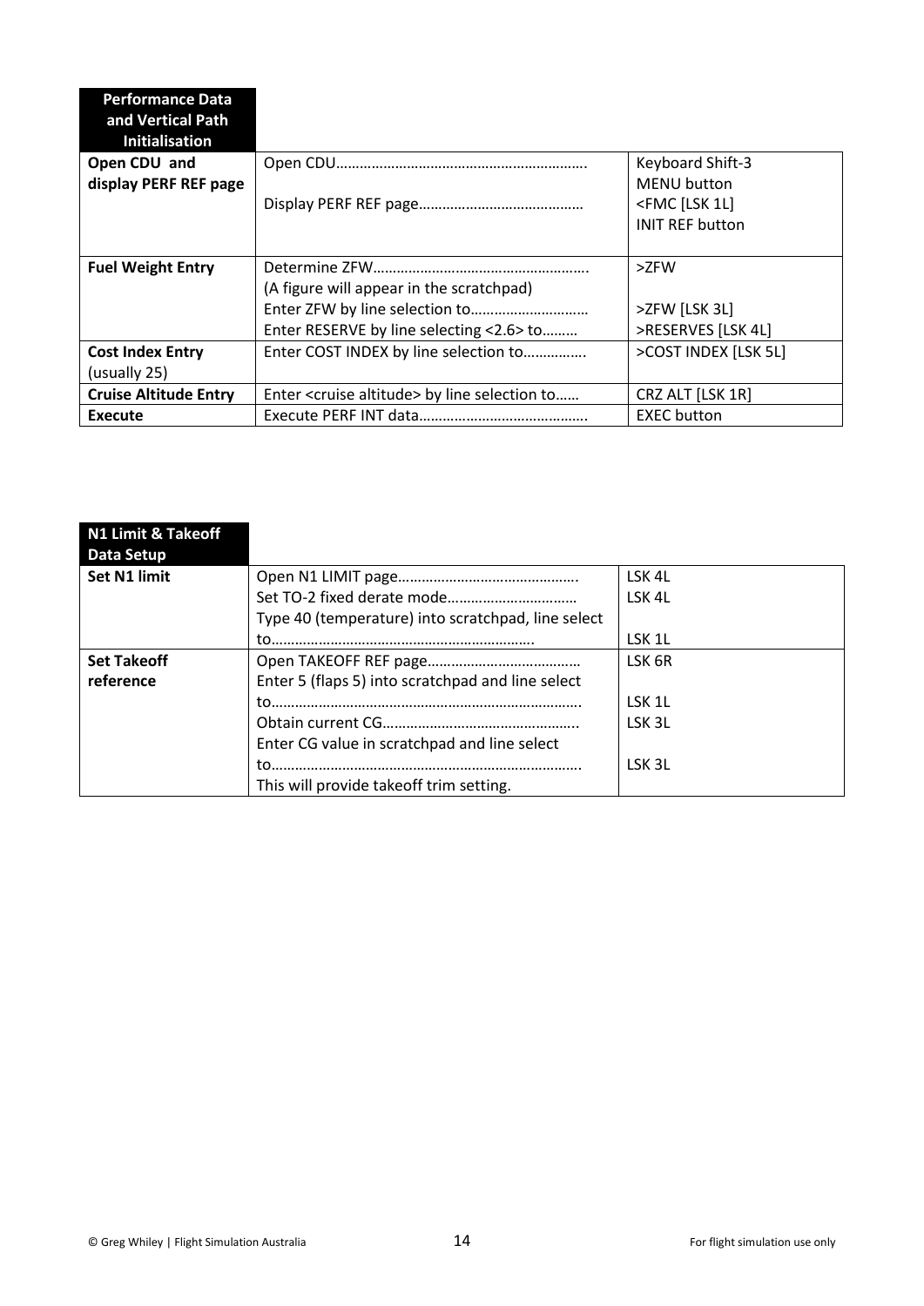| Performance Data and Vertical Path Initialisation | | |
|---|---|---|
| **Open CDU and display PERF REF page** | Open CDU………………………………………………………<br><br>Display PERF REF page………………………………… | Keyboard Shift-3<br>MENU button<br><FMC [LSK 1L]<br>INIT REF button |
| **Fuel Weight Entry** | Determine ZFW……………………………………………<br>(A figure will appear in the scratchpad)<br>Enter ZFW by line selection to…………………………<br>Enter RESERVE by line selecting <2.6> to……… | >ZFW<br><br>>ZFW [LSK 3L]<br>>RESERVES [LSK 4L] |
| **Cost Index Entry** (usually 25) | Enter COST INDEX by line selection to……………. | >COST INDEX [LSK 5L] |
| **Cruise Altitude Entry** | Enter <cruise altitude> by line selection to…… | CRZ ALT [LSK 1R] |
| **Execute** | Execute PERF INT data……………………………………. | EXEC button |

| N1 Limit & Takeoff Data Setup | | |
|---|---|---|
| **Set N1 limit** | Open N1 LIMIT page……………………………………….<br>Set TO-2 fixed derate mode……………………………<br>Type 40 (temperature) into scratchpad, line select to………………………………………………………. | LSK 4L<br>LSK 4L<br><br>LSK 1L |
| **Set Takeoff reference** | Open TAKEOFF REF page…………………………………<br>Enter 5 (flaps 5) into scratchpad and line select to……………………………………………………………….<br>Obtain current CG…………………………………………..<br>Enter CG value in scratchpad and line select to……………………………………………………………….<br>This will provide takeoff trim setting. | LSK 6R<br><br>LSK 1L<br>LSK 3L<br><br>LSK 3L |